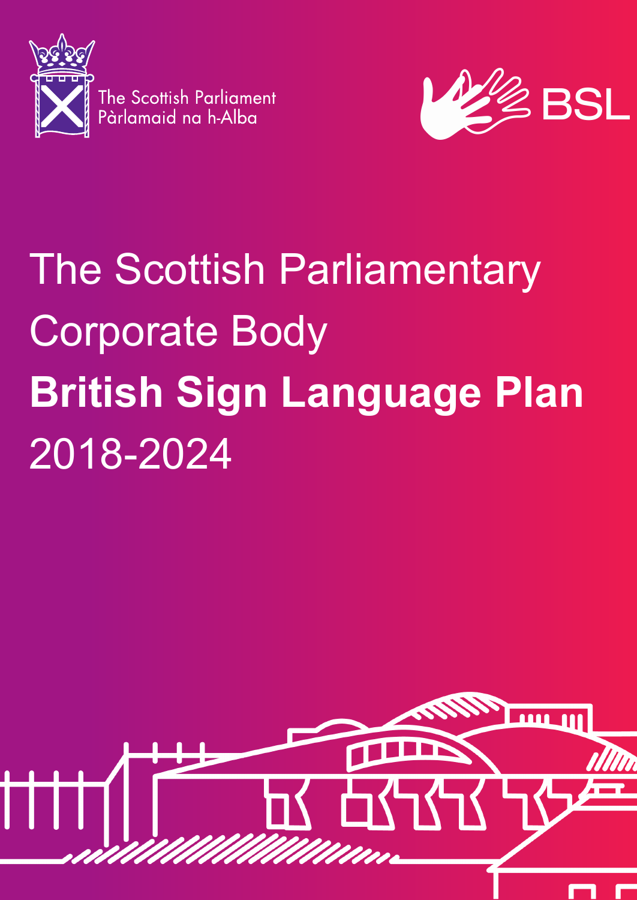The Scottish Parliament
Pàrlamaid na h-Alba

BSL

# The Scottish Parliamentary Corporate Body **British Sign Language Plan** 2018-2024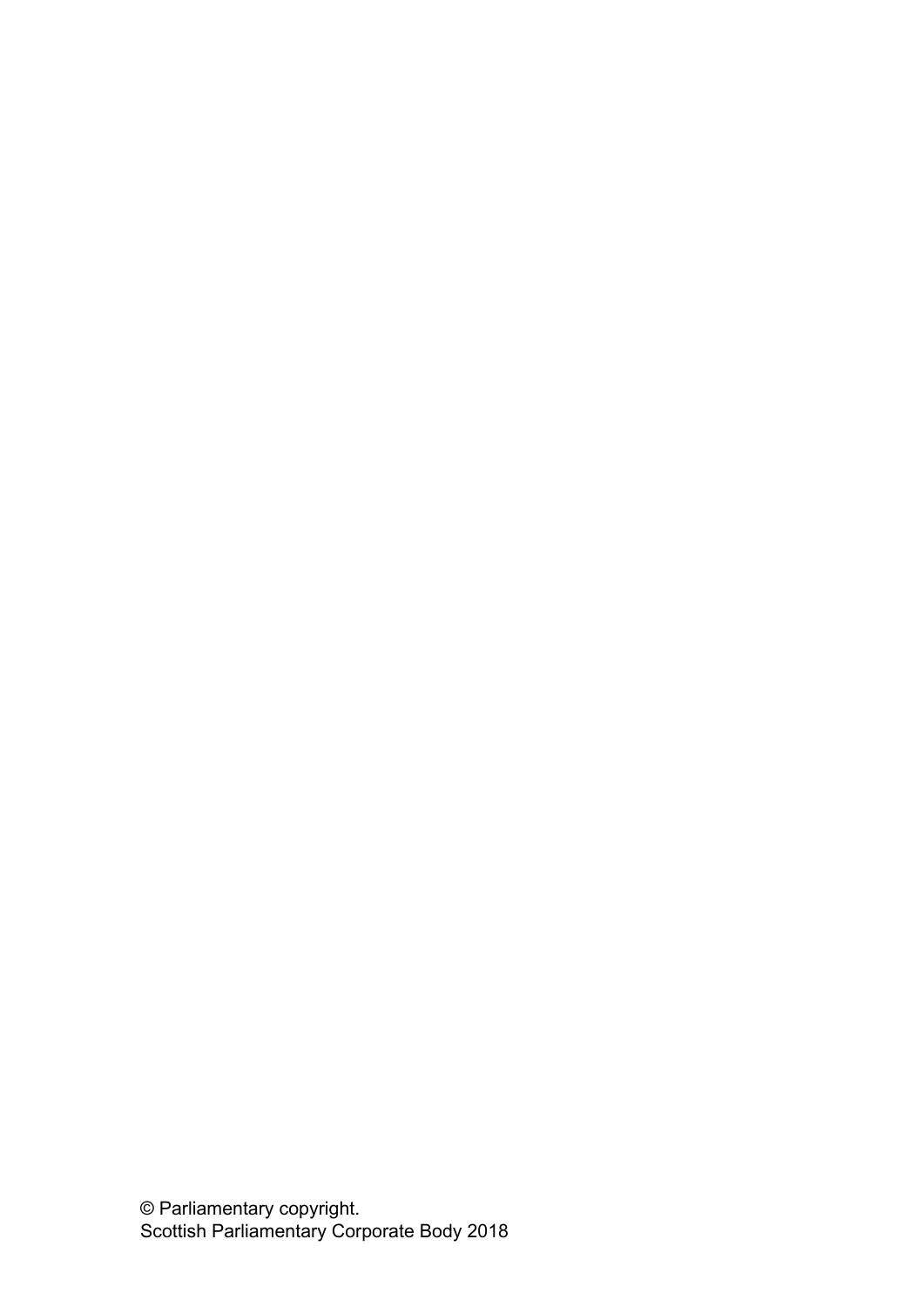© Parliamentary copyright.
Scottish Parliamentary Corporate Body 2018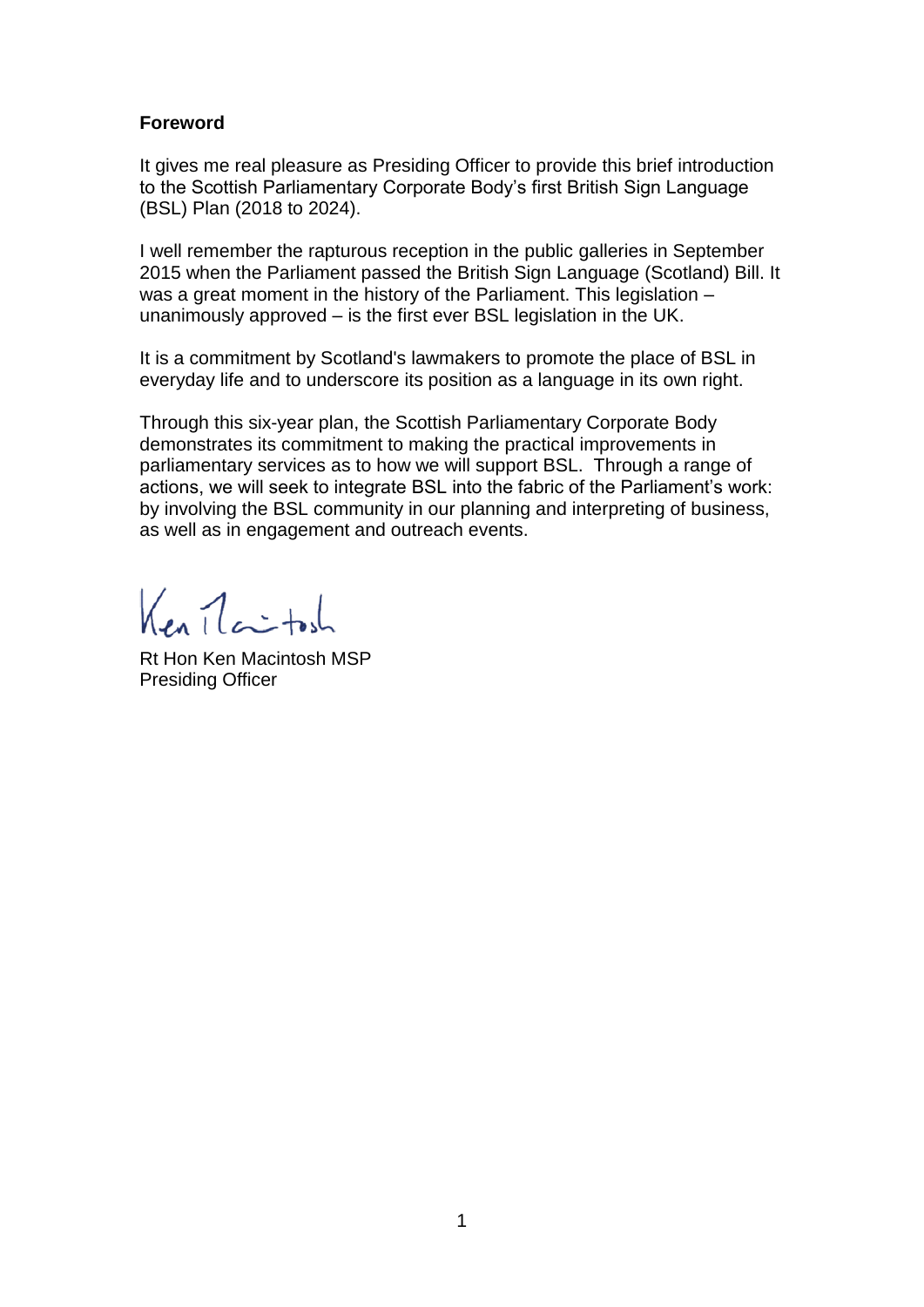**Foreword**

It gives me real pleasure as Presiding Officer to provide this brief introduction to the Scottish Parliamentary Corporate Body's first British Sign Language (BSL) Plan (2018 to 2024).

I well remember the rapturous reception in the public galleries in September 2015 when the Parliament passed the British Sign Language (Scotland) Bill. It was a great moment in the history of the Parliament. This legislation – unanimously approved – is the first ever BSL legislation in the UK.

It is a commitment by Scotland's lawmakers to promote the place of BSL in everyday life and to underscore its position as a language in its own right.

Through this six-year plan, the Scottish Parliamentary Corporate Body demonstrates its commitment to making the practical improvements in parliamentary services as to how we will support BSL. Through a range of actions, we will seek to integrate BSL into the fabric of the Parliament's work: by involving the BSL community in our planning and interpreting of business, as well as in engagement and outreach events.

Rt Hon Ken Macintosh MSP
Presiding Officer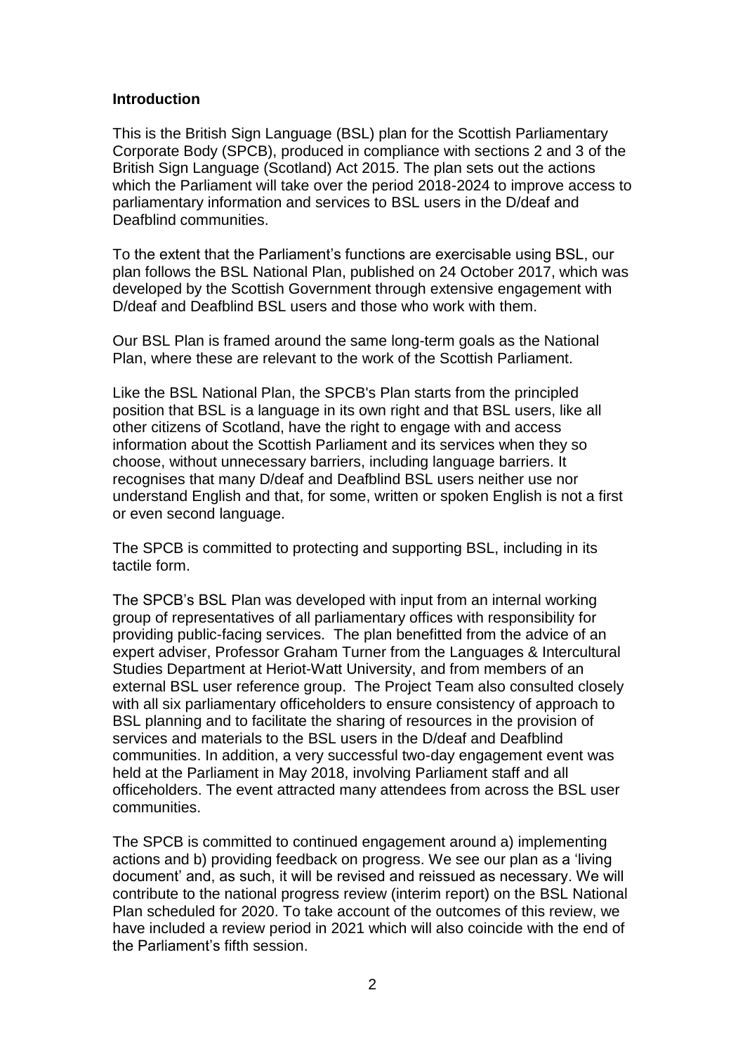## Introduction

This is the British Sign Language (BSL) plan for the Scottish Parliamentary Corporate Body (SPCB), produced in compliance with sections 2 and 3 of the British Sign Language (Scotland) Act 2015. The plan sets out the actions which the Parliament will take over the period 2018-2024 to improve access to parliamentary information and services to BSL users in the D/deaf and Deafblind communities.

To the extent that the Parliament's functions are exercisable using BSL, our plan follows the BSL National Plan, published on 24 October 2017, which was developed by the Scottish Government through extensive engagement with D/deaf and Deafblind BSL users and those who work with them.

Our BSL Plan is framed around the same long-term goals as the National Plan, where these are relevant to the work of the Scottish Parliament.

Like the BSL National Plan, the SPCB's Plan starts from the principled position that BSL is a language in its own right and that BSL users, like all other citizens of Scotland, have the right to engage with and access information about the Scottish Parliament and its services when they so choose, without unnecessary barriers, including language barriers. It recognises that many D/deaf and Deafblind BSL users neither use nor understand English and that, for some, written or spoken English is not a first or even second language.

The SPCB is committed to protecting and supporting BSL, including in its tactile form.

The SPCB's BSL Plan was developed with input from an internal working group of representatives of all parliamentary offices with responsibility for providing public-facing services. The plan benefitted from the advice of an expert adviser, Professor Graham Turner from the Languages & Intercultural Studies Department at Heriot-Watt University, and from members of an external BSL user reference group. The Project Team also consulted closely with all six parliamentary officeholders to ensure consistency of approach to BSL planning and to facilitate the sharing of resources in the provision of services and materials to the BSL users in the D/deaf and Deafblind communities. In addition, a very successful two-day engagement event was held at the Parliament in May 2018, involving Parliament staff and all officeholders. The event attracted many attendees from across the BSL user communities.

The SPCB is committed to continued engagement around a) implementing actions and b) providing feedback on progress. We see our plan as a 'living document' and, as such, it will be revised and reissued as necessary. We will contribute to the national progress review (interim report) on the BSL National Plan scheduled for 2020. To take account of the outcomes of this review, we have included a review period in 2021 which will also coincide with the end of the Parliament's fifth session.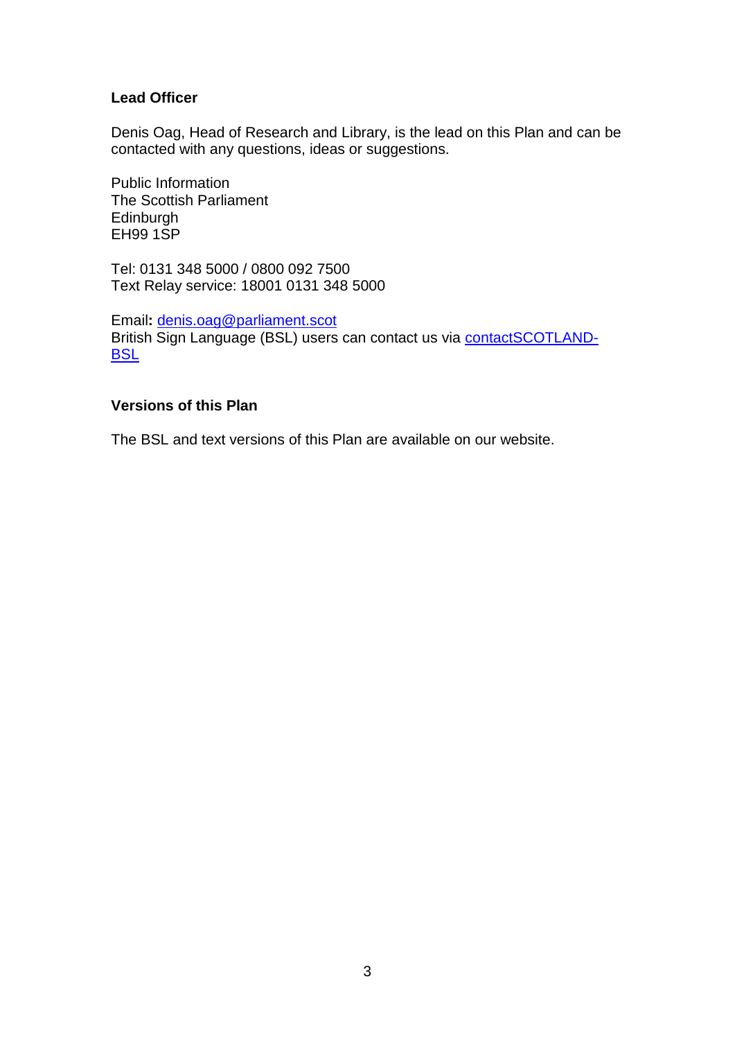**Lead Officer**

Denis Oag, Head of Research and Library, is the lead on this Plan and can be contacted with any questions, ideas or suggestions.

Public Information
The Scottish Parliament
Edinburgh
EH99 1SP

Tel: 0131 348 5000 / 0800 092 7500
Text Relay service: 18001 0131 348 5000

Email**:** denis.oag@parliament.scot
British Sign Language (BSL) users can contact us via contactSCOTLAND-BSL

**Versions of this Plan**

The BSL and text versions of this Plan are available on our website.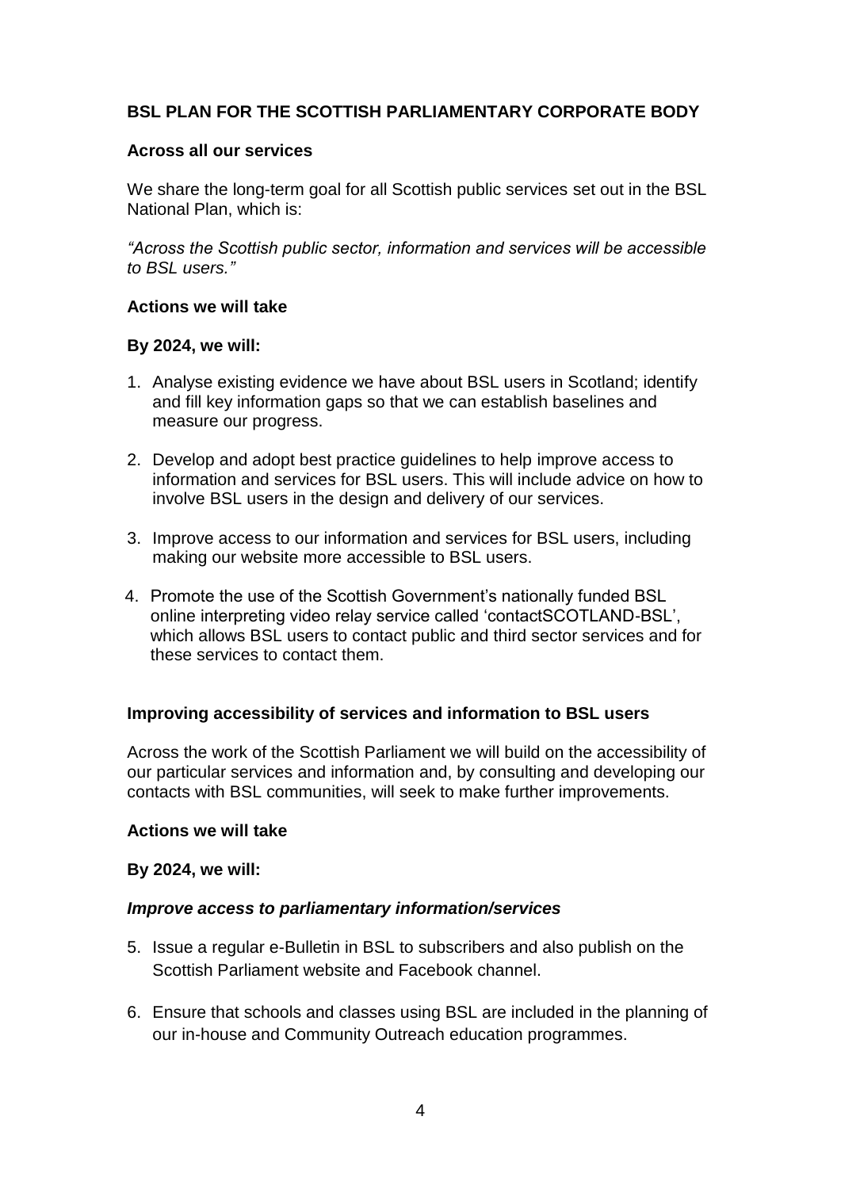## BSL PLAN FOR THE SCOTTISH PARLIAMENTARY CORPORATE BODY

### Across all our services

We share the long-term goal for all Scottish public services set out in the BSL National Plan, which is:

*"Across the Scottish public sector, information and services will be accessible to BSL users."*

### Actions we will take

**By 2024, we will:**

1. Analyse existing evidence we have about BSL users in Scotland; identify and fill key information gaps so that we can establish baselines and measure our progress.
2. Develop and adopt best practice guidelines to help improve access to information and services for BSL users. This will include advice on how to involve BSL users in the design and delivery of our services.
3. Improve access to our information and services for BSL users, including making our website more accessible to BSL users.
4. Promote the use of the Scottish Government's nationally funded BSL online interpreting video relay service called 'contactSCOTLAND-BSL', which allows BSL users to contact public and third sector services and for these services to contact them.

### Improving accessibility of services and information to BSL users

Across the work of the Scottish Parliament we will build on the accessibility of our particular services and information and, by consulting and developing our contacts with BSL communities, will seek to make further improvements.

### Actions we will take

**By 2024, we will:**

***Improve access to parliamentary information/services***

5. Issue a regular e-Bulletin in BSL to subscribers and also publish on the Scottish Parliament website and Facebook channel.
6. Ensure that schools and classes using BSL are included in the planning of our in-house and Community Outreach education programmes.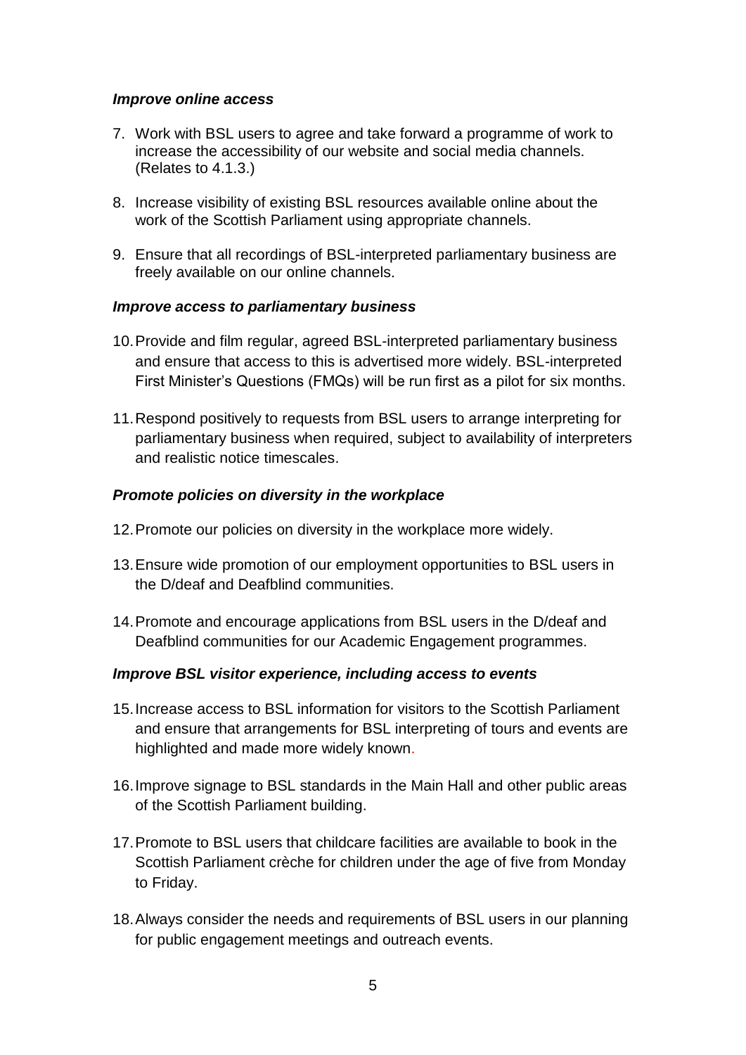***Improve online access***

7. Work with BSL users to agree and take forward a programme of work to increase the accessibility of our website and social media channels. (Relates to 4.1.3.)

8. Increase visibility of existing BSL resources available online about the work of the Scottish Parliament using appropriate channels.

9. Ensure that all recordings of BSL-interpreted parliamentary business are freely available on our online channels.

***Improve access to parliamentary business***

10. Provide and film regular, agreed BSL-interpreted parliamentary business and ensure that access to this is advertised more widely. BSL-interpreted First Minister's Questions (FMQs) will be run first as a pilot for six months.

11. Respond positively to requests from BSL users to arrange interpreting for parliamentary business when required, subject to availability of interpreters and realistic notice timescales.

***Promote policies on diversity in the workplace***

12. Promote our policies on diversity in the workplace more widely.

13. Ensure wide promotion of our employment opportunities to BSL users in the D/deaf and Deafblind communities.

14. Promote and encourage applications from BSL users in the D/deaf and Deafblind communities for our Academic Engagement programmes.

***Improve BSL visitor experience, including access to events***

15. Increase access to BSL information for visitors to the Scottish Parliament and ensure that arrangements for BSL interpreting of tours and events are highlighted and made more widely known.

16. Improve signage to BSL standards in the Main Hall and other public areas of the Scottish Parliament building.

17. Promote to BSL users that childcare facilities are available to book in the Scottish Parliament crèche for children under the age of five from Monday to Friday.

18. Always consider the needs and requirements of BSL users in our planning for public engagement meetings and outreach events.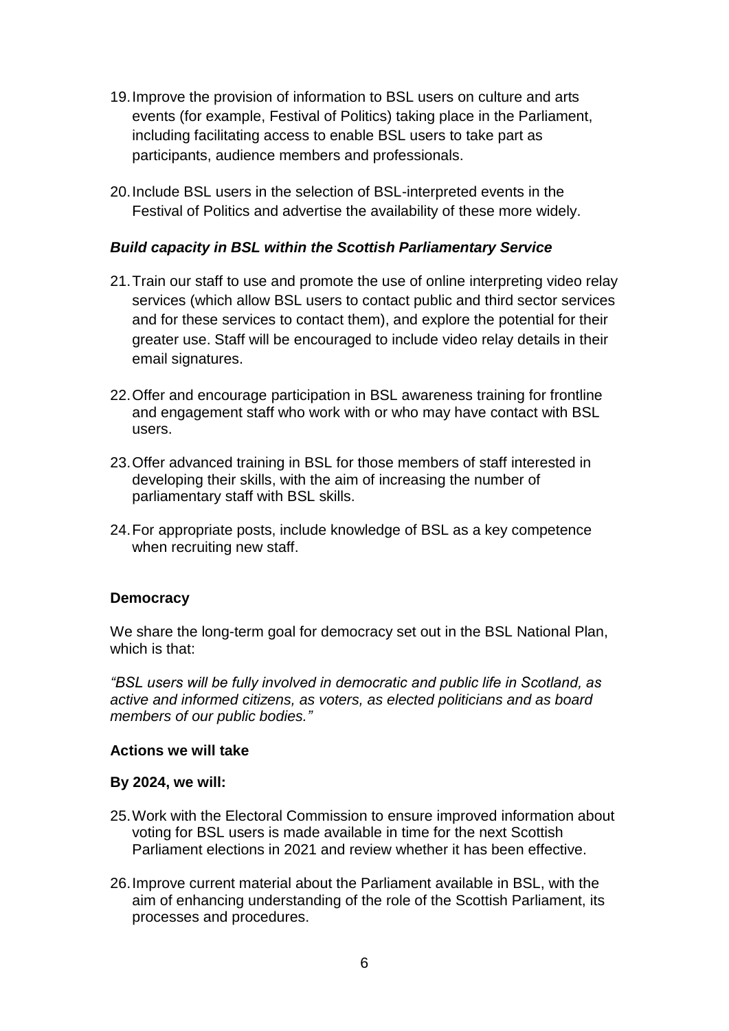19. Improve the provision of information to BSL users on culture and arts events (for example, Festival of Politics) taking place in the Parliament, including facilitating access to enable BSL users to take part as participants, audience members and professionals.

20. Include BSL users in the selection of BSL-interpreted events in the Festival of Politics and advertise the availability of these more widely.

***Build capacity in BSL within the Scottish Parliamentary Service***

21. Train our staff to use and promote the use of online interpreting video relay services (which allow BSL users to contact public and third sector services and for these services to contact them), and explore the potential for their greater use. Staff will be encouraged to include video relay details in their email signatures.

22. Offer and encourage participation in BSL awareness training for frontline and engagement staff who work with or who may have contact with BSL users.

23. Offer advanced training in BSL for those members of staff interested in developing their skills, with the aim of increasing the number of parliamentary staff with BSL skills.

24. For appropriate posts, include knowledge of BSL as a key competence when recruiting new staff.

**Democracy**

We share the long-term goal for democracy set out in the BSL National Plan, which is that:

*"BSL users will be fully involved in democratic and public life in Scotland, as active and informed citizens, as voters, as elected politicians and as board members of our public bodies."*

**Actions we will take**

**By 2024, we will:**

25. Work with the Electoral Commission to ensure improved information about voting for BSL users is made available in time for the next Scottish Parliament elections in 2021 and review whether it has been effective.

26. Improve current material about the Parliament available in BSL, with the aim of enhancing understanding of the role of the Scottish Parliament, its processes and procedures.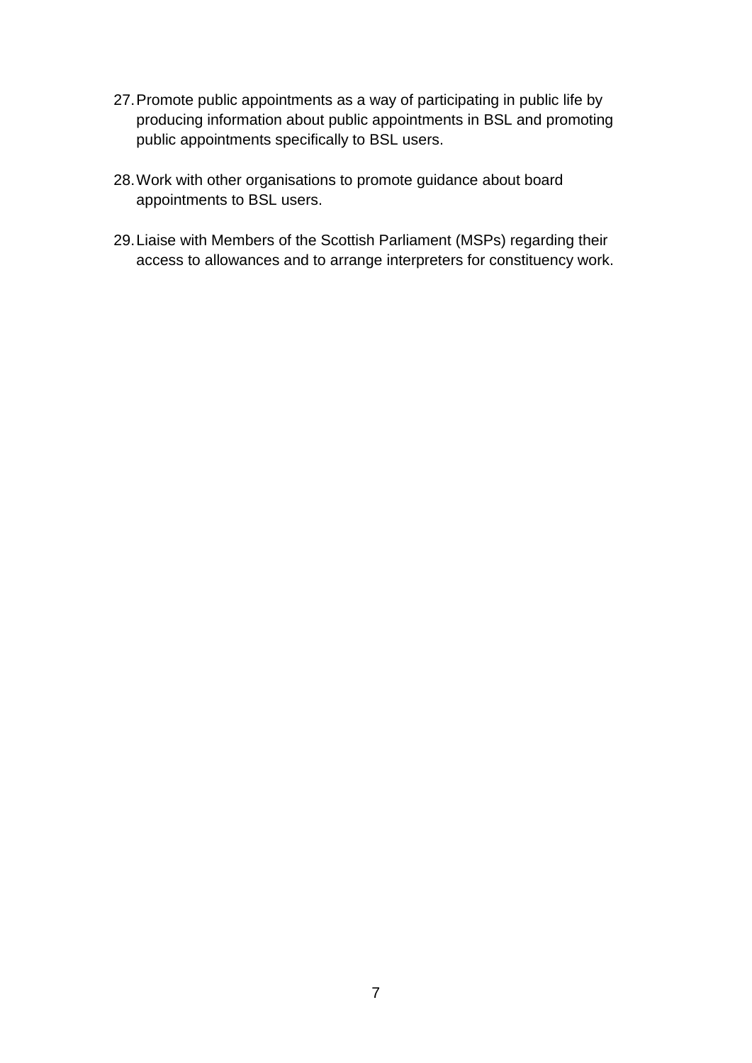27. Promote public appointments as a way of participating in public life by producing information about public appointments in BSL and promoting public appointments specifically to BSL users.

28. Work with other organisations to promote guidance about board appointments to BSL users.

29. Liaise with Members of the Scottish Parliament (MSPs) regarding their access to allowances and to arrange interpreters for constituency work.